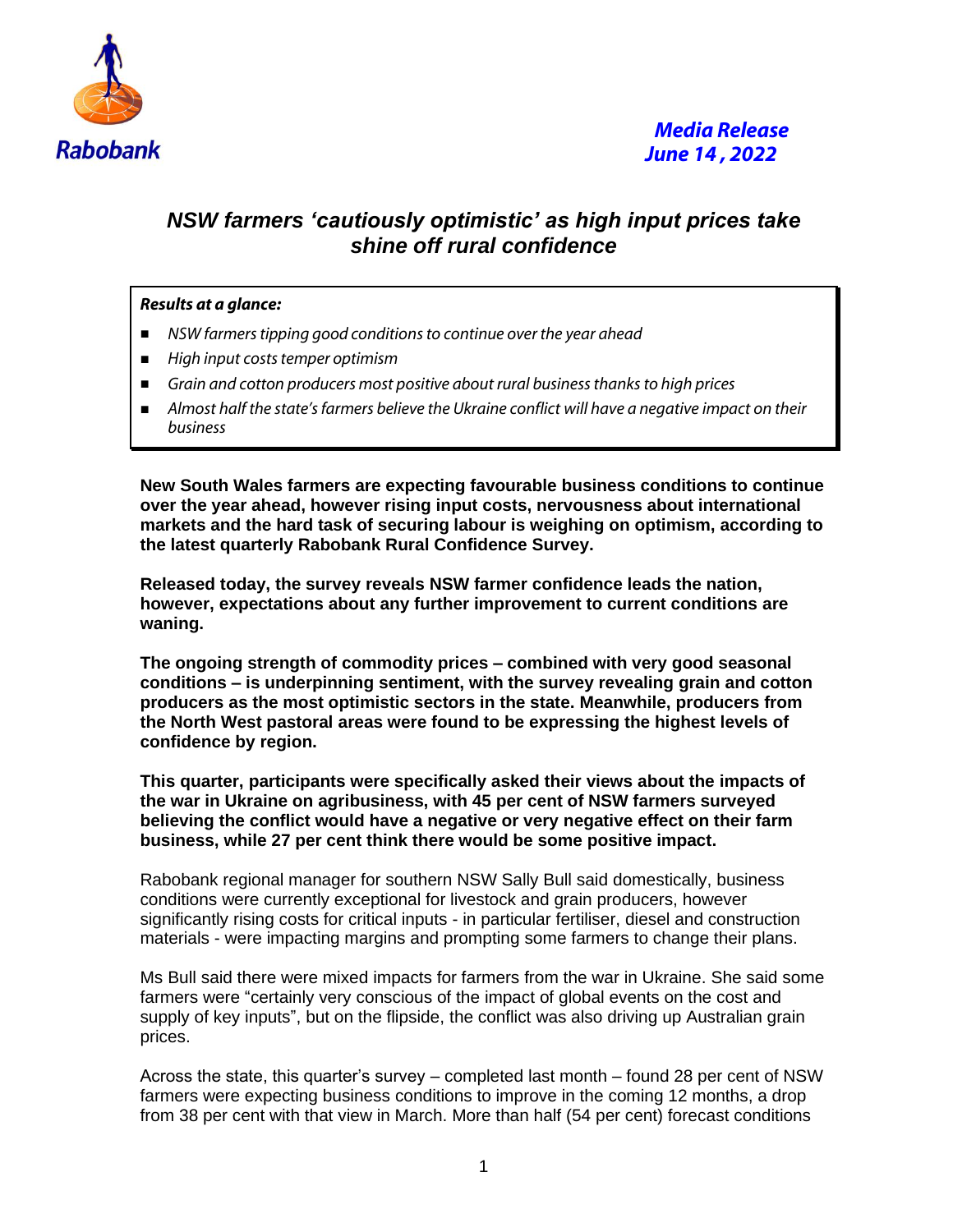Rabobank

***Media Release***
***June 14 , 2022***

# *NSW farmers 'cautiously optimistic' as high input prices take shine off rural confidence*

***Results at a glance:***

- *NSW farmers tipping good conditions to continue over the year ahead*
- *High input costs temper optimism*
- *Grain and cotton producers most positive about rural business thanks to high prices*
- *Almost half the state's farmers believe the Ukraine conflict will have a negative impact on their business*

**New South Wales farmers are expecting favourable business conditions to continue over the year ahead, however rising input costs, nervousness about international markets and the hard task of securing labour is weighing on optimism, according to the latest quarterly Rabobank Rural Confidence Survey.**

**Released today, the survey reveals NSW farmer confidence leads the nation, however, expectations about any further improvement to current conditions are waning.**

**The ongoing strength of commodity prices – combined with very good seasonal conditions – is underpinning sentiment, with the survey revealing grain and cotton producers as the most optimistic sectors in the state. Meanwhile, producers from the North West pastoral areas were found to be expressing the highest levels of confidence by region.**

**This quarter, participants were specifically asked their views about the impacts of the war in Ukraine on agribusiness, with 45 per cent of NSW farmers surveyed believing the conflict would have a negative or very negative effect on their farm business, while 27 per cent think there would be some positive impact.**

Rabobank regional manager for southern NSW Sally Bull said domestically, business conditions were currently exceptional for livestock and grain producers, however significantly rising costs for critical inputs - in particular fertiliser, diesel and construction materials - were impacting margins and prompting some farmers to change their plans.

Ms Bull said there were mixed impacts for farmers from the war in Ukraine. She said some farmers were "certainly very conscious of the impact of global events on the cost and supply of key inputs", but on the flipside, the conflict was also driving up Australian grain prices.

Across the state, this quarter's survey – completed last month – found 28 per cent of NSW farmers were expecting business conditions to improve in the coming 12 months, a drop from 38 per cent with that view in March. More than half (54 per cent) forecast conditions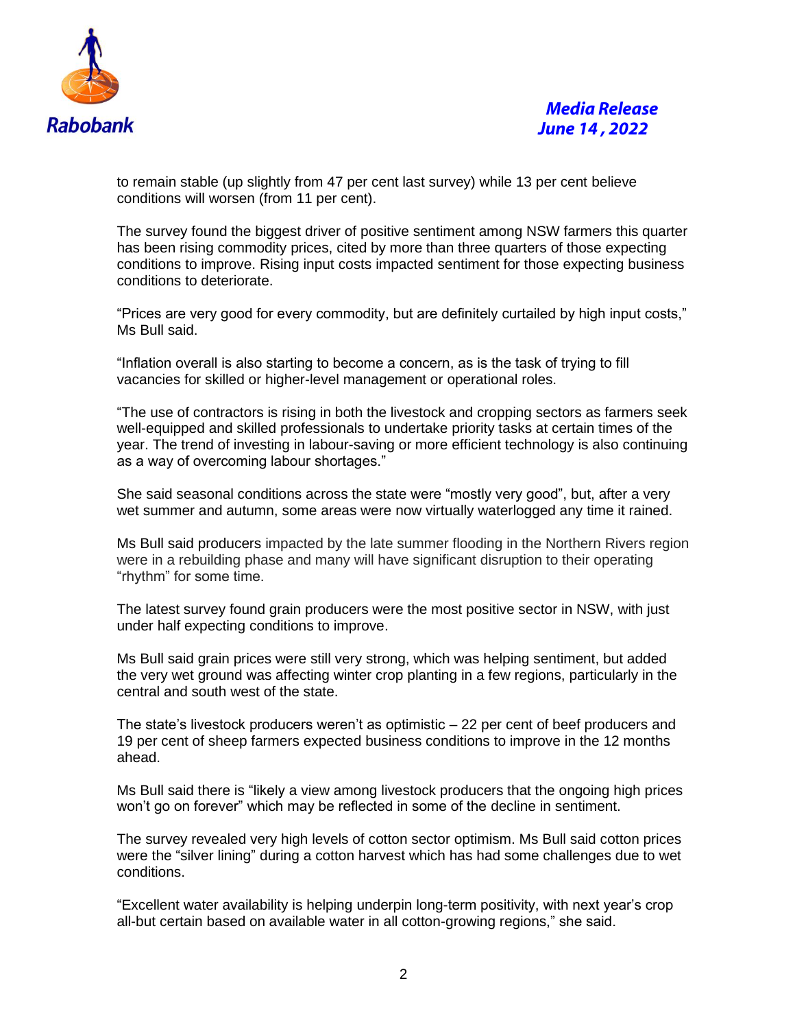to remain stable (up slightly from 47 per cent last survey) while 13 per cent believe conditions will worsen (from 11 per cent).

The survey found the biggest driver of positive sentiment among NSW farmers this quarter has been rising commodity prices, cited by more than three quarters of those expecting conditions to improve. Rising input costs impacted sentiment for those expecting business conditions to deteriorate.

"Prices are very good for every commodity, but are definitely curtailed by high input costs," Ms Bull said.

"Inflation overall is also starting to become a concern, as is the task of trying to fill vacancies for skilled or higher-level management or operational roles.

"The use of contractors is rising in both the livestock and cropping sectors as farmers seek well-equipped and skilled professionals to undertake priority tasks at certain times of the year. The trend of investing in labour-saving or more efficient technology is also continuing as a way of overcoming labour shortages."

She said seasonal conditions across the state were "mostly very good", but, after a very wet summer and autumn, some areas were now virtually waterlogged any time it rained.

Ms Bull said producers impacted by the late summer flooding in the Northern Rivers region were in a rebuilding phase and many will have significant disruption to their operating "rhythm" for some time.

The latest survey found grain producers were the most positive sector in NSW, with just under half expecting conditions to improve.

Ms Bull said grain prices were still very strong, which was helping sentiment, but added the very wet ground was affecting winter crop planting in a few regions, particularly in the central and south west of the state.

The state's livestock producers weren't as optimistic – 22 per cent of beef producers and 19 per cent of sheep farmers expected business conditions to improve in the 12 months ahead.

Ms Bull said there is "likely a view among livestock producers that the ongoing high prices won't go on forever" which may be reflected in some of the decline in sentiment.

The survey revealed very high levels of cotton sector optimism. Ms Bull said cotton prices were the "silver lining" during a cotton harvest which has had some challenges due to wet conditions.

"Excellent water availability is helping underpin long-term positivity, with next year's crop all-but certain based on available water in all cotton-growing regions," she said.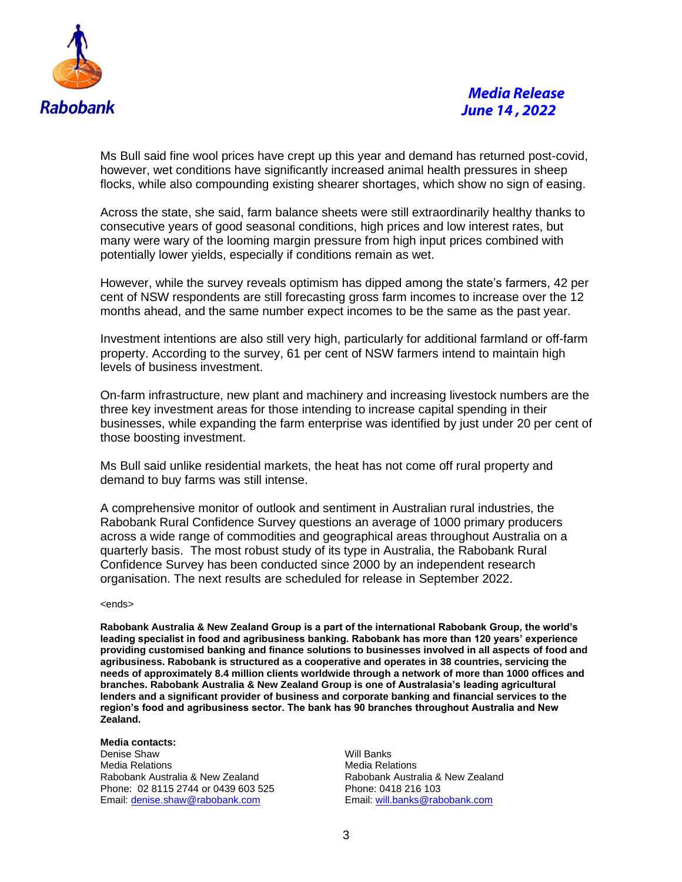Ms Bull said fine wool prices have crept up this year and demand has returned post-covid, however, wet conditions have significantly increased animal health pressures in sheep flocks, while also compounding existing shearer shortages, which show no sign of easing.

Across the state, she said, farm balance sheets were still extraordinarily healthy thanks to consecutive years of good seasonal conditions, high prices and low interest rates, but many were wary of the looming margin pressure from high input prices combined with potentially lower yields, especially if conditions remain as wet.

However, while the survey reveals optimism has dipped among the state's farmers, 42 per cent of NSW respondents are still forecasting gross farm incomes to increase over the 12 months ahead, and the same number expect incomes to be the same as the past year.

Investment intentions are also still very high, particularly for additional farmland or off-farm property. According to the survey, 61 per cent of NSW farmers intend to maintain high levels of business investment.

On-farm infrastructure, new plant and machinery and increasing livestock numbers are the three key investment areas for those intending to increase capital spending in their businesses, while expanding the farm enterprise was identified by just under 20 per cent of those boosting investment.

Ms Bull said unlike residential markets, the heat has not come off rural property and demand to buy farms was still intense.

A comprehensive monitor of outlook and sentiment in Australian rural industries, the Rabobank Rural Confidence Survey questions an average of 1000 primary producers across a wide range of commodities and geographical areas throughout Australia on a quarterly basis. The most robust study of its type in Australia, the Rabobank Rural Confidence Survey has been conducted since 2000 by an independent research organisation. The next results are scheduled for release in September 2022.

<ends>

**Rabobank Australia & New Zealand Group is a part of the international Rabobank Group, the world's leading specialist in food and agribusiness banking. Rabobank has more than 120 years' experience providing customised banking and finance solutions to businesses involved in all aspects of food and agribusiness. Rabobank is structured as a cooperative and operates in 38 countries, servicing the needs of approximately 8.4 million clients worldwide through a network of more than 1000 offices and branches. Rabobank Australia & New Zealand Group is one of Australasia's leading agricultural lenders and a significant provider of business and corporate banking and financial services to the region's food and agribusiness sector. The bank has 90 branches throughout Australia and New Zealand.**

**Media contacts:**

Denise Shaw
Media Relations
Rabobank Australia & New Zealand
Phone: 02 8115 2744 or 0439 603 525
Email: denise.shaw@rabobank.com

Will Banks
Media Relations
Rabobank Australia & New Zealand
Phone: 0418 216 103
Email: will.banks@rabobank.com